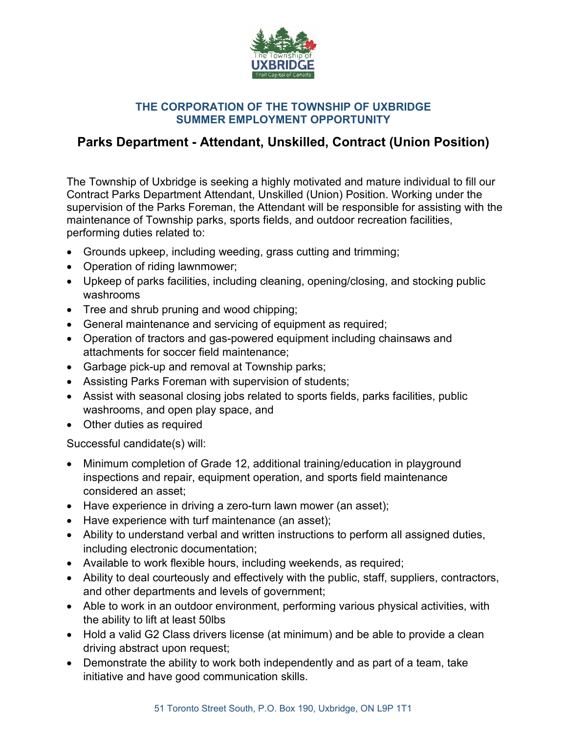**THE CORPORATION OF THE TOWNSHIP OF UXBRIDGE**
**SUMMER EMPLOYMENT OPPORTUNITY**

# Parks Department - Attendant, Unskilled, Contract (Union Position)

The Township of Uxbridge is seeking a highly motivated and mature individual to fill our Contract Parks Department Attendant, Unskilled (Union) Position. Working under the supervision of the Parks Foreman, the Attendant will be responsible for assisting with the maintenance of Township parks, sports fields, and outdoor recreation facilities, performing duties related to:

- Grounds upkeep, including weeding, grass cutting and trimming;
- Operation of riding lawnmower;
- Upkeep of parks facilities, including cleaning, opening/closing, and stocking public washrooms
- Tree and shrub pruning and wood chipping;
- General maintenance and servicing of equipment as required;
- Operation of tractors and gas-powered equipment including chainsaws and attachments for soccer field maintenance;
- Garbage pick-up and removal at Township parks;
- Assisting Parks Foreman with supervision of students;
- Assist with seasonal closing jobs related to sports fields, parks facilities, public washrooms, and open play space, and
- Other duties as required

Successful candidate(s) will:

- Minimum completion of Grade 12, additional training/education in playground inspections and repair, equipment operation, and sports field maintenance considered an asset;
- Have experience in driving a zero-turn lawn mower (an asset);
- Have experience with turf maintenance (an asset);
- Ability to understand verbal and written instructions to perform all assigned duties, including electronic documentation;
- Available to work flexible hours, including weekends, as required;
- Ability to deal courteously and effectively with the public, staff, suppliers, contractors, and other departments and levels of government;
- Able to work in an outdoor environment, performing various physical activities, with the ability to lift at least 50lbs
- Hold a valid G2 Class drivers license (at minimum) and be able to provide a clean driving abstract upon request;
- Demonstrate the ability to work both independently and as part of a team, take initiative and have good communication skills.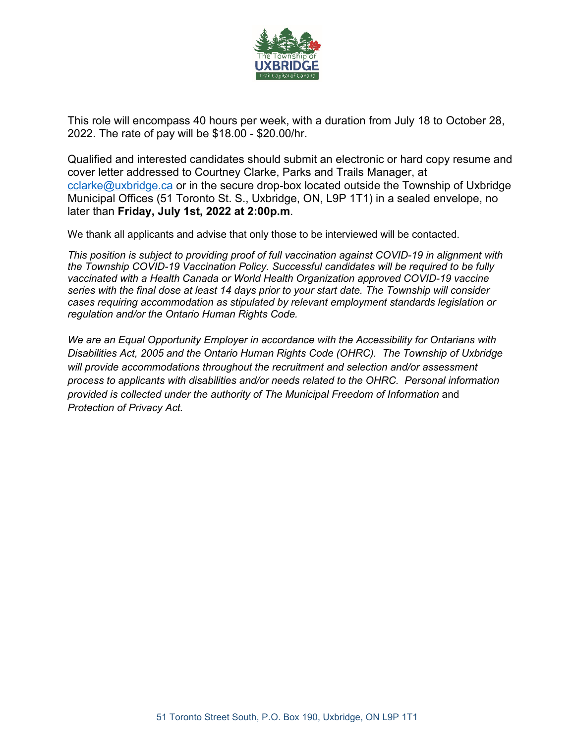This role will encompass 40 hours per week, with a duration from July 18 to October 28, 2022. The rate of pay will be $18.00 - $20.00/hr.

Qualified and interested candidates should submit an electronic or hard copy resume and cover letter addressed to Courtney Clarke, Parks and Trails Manager, at cclarke@uxbridge.ca or in the secure drop-box located outside the Township of Uxbridge Municipal Offices (51 Toronto St. S., Uxbridge, ON, L9P 1T1) in a sealed envelope, no later than **Friday, July 1st, 2022 at 2:00p.m**.

We thank all applicants and advise that only those to be interviewed will be contacted.

*This position is subject to providing proof of full vaccination against COVID-19 in alignment with the Township COVID-19 Vaccination Policy. Successful candidates will be required to be fully vaccinated with a Health Canada or World Health Organization approved COVID-19 vaccine series with the final dose at least 14 days prior to your start date. The Township will consider cases requiring accommodation as stipulated by relevant employment standards legislation or regulation and/or the Ontario Human Rights Code.*

*We are an Equal Opportunity Employer in accordance with the Accessibility for Ontarians with Disabilities Act, 2005 and the Ontario Human Rights Code (OHRC). The Township of Uxbridge will provide accommodations throughout the recruitment and selection and/or assessment process to applicants with disabilities and/or needs related to the OHRC. Personal information provided is collected under the authority of The Municipal Freedom of Information* and *Protection of Privacy Act.*